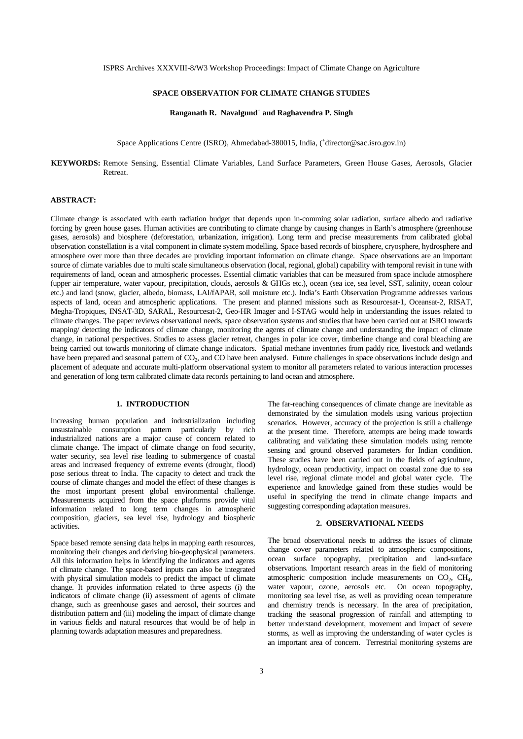# SPACE OBSERVATION FOR CLIMATE CHANGE STUDIES

**Ranganath R. Navalgund[+] and Raghavendra P. Singh**

Space Applications Centre (ISRO), Ahmedabad-380015, India, ([+]director@sac.isro.gov.in)

**KEYWORDS:** Remote Sensing, Essential Climate Variables, Land Surface Parameters, Green House Gases, Aerosols, Glacier Retreat.

**ABSTRACT:**

Climate change is associated with earth radiation budget that depends upon in-comming solar radiation, surface albedo and radiative forcing by green house gases. Human activities are contributing to climate change by causing changes in Earth's atmosphere (greenhouse gases, aerosols) and biosphere (deforestation, urbanization, irrigation). Long term and precise measurements from calibrated global observation constellation is a vital component in climate system modelling. Space based records of biosphere, cryosphere, hydrosphere and atmosphere over more than three decades are providing important information on climate change. Space observations are an important source of climate variables due to multi scale simultaneous observation (local, regional, global) capability with temporal revisit in tune with requirements of land, ocean and atmospheric processes. Essential climatic variables that can be measured from space include atmosphere (upper air temperature, water vapour, precipitation, clouds, aerosols & GHGs etc.), ocean (sea ice, sea level, SST, salinity, ocean colour etc.) and land (snow, glacier, albedo, biomass, LAI/fAPAR, soil moisture etc.). India's Earth Observation Programme addresses various aspects of land, ocean and atmospheric applications. The present and planned missions such as Resourcesat-1, Oceansat-2, RISAT, Megha-Tropiques, INSAT-3D, SARAL, Resourcesat-2, Geo-HR Imager and I-STAG would help in understanding the issues related to climate changes. The paper reviews observational needs, space observation systems and studies that have been carried out at ISRO towards mapping/ detecting the indicators of climate change, monitoring the agents of climate change and understanding the impact of climate change, in national perspectives. Studies to assess glacier retreat, changes in polar ice cover, timberline change and coral bleaching are being carried out towards monitoring of climate change indicators. Spatial methane inventories from paddy rice, livestock and wetlands have been prepared and seasonal pattern of $CO_2$, and CO have been analysed. Future challenges in space observations include design and placement of adequate and accurate multi-platform observational system to monitor all parameters related to various interaction processes and generation of long term calibrated climate data records pertaining to land ocean and atmosphere.

## 1. INTRODUCTION

Increasing human population and industrialization including unsustainable consumption pattern particularly by rich industrialized nations are a major cause of concern related to climate change. The impact of climate change on food security, water security, sea level rise leading to submergence of coastal areas and increased frequency of extreme events (drought, flood) pose serious threat to India. The capacity to detect and track the course of climate changes and model the effect of these changes is the most important present global environmental challenge. Measurements acquired from the space platforms provide vital information related to long term changes in atmospheric composition, glaciers, sea level rise, hydrology and biospheric activities.

Space based remote sensing data helps in mapping earth resources, monitoring their changes and deriving bio-geophysical parameters. All this information helps in identifying the indicators and agents of climate change. The space-based inputs can also be integrated with physical simulation models to predict the impact of climate change. It provides information related to three aspects (i) the indicators of climate change (ii) assessment of agents of climate change, such as greenhouse gases and aerosol, their sources and distribution pattern and (iii) modeling the impact of climate change in various fields and natural resources that would be of help in planning towards adaptation measures and preparedness.

The far-reaching consequences of climate change are inevitable as demonstrated by the simulation models using various projection scenarios. However, accuracy of the projection is still a challenge at the present time. Therefore, attempts are being made towards calibrating and validating these simulation models using remote sensing and ground observed parameters for Indian condition. These studies have been carried out in the fields of agriculture, hydrology, ocean productivity, impact on coastal zone due to sea level rise, regional climate model and global water cycle. The experience and knowledge gained from these studies would be useful in specifying the trend in climate change impacts and suggesting corresponding adaptation measures.

## 2. OBSERVATIONAL NEEDS

The broad observational needs to address the issues of climate change cover parameters related to atmospheric compositions, ocean surface topography, precipitation and land-surface observations. Important research areas in the field of monitoring atmospheric composition include measurements on $CO_2$, $CH_4$, water vapour, ozone, aerosols etc. On ocean topography, monitoring sea level rise, as well as providing ocean temperature and chemistry trends is necessary. In the area of precipitation, tracking the seasonal progression of rainfall and attempting to better understand development, movement and impact of severe storms, as well as improving the understanding of water cycles is an important area of concern. Terrestrial monitoring systems are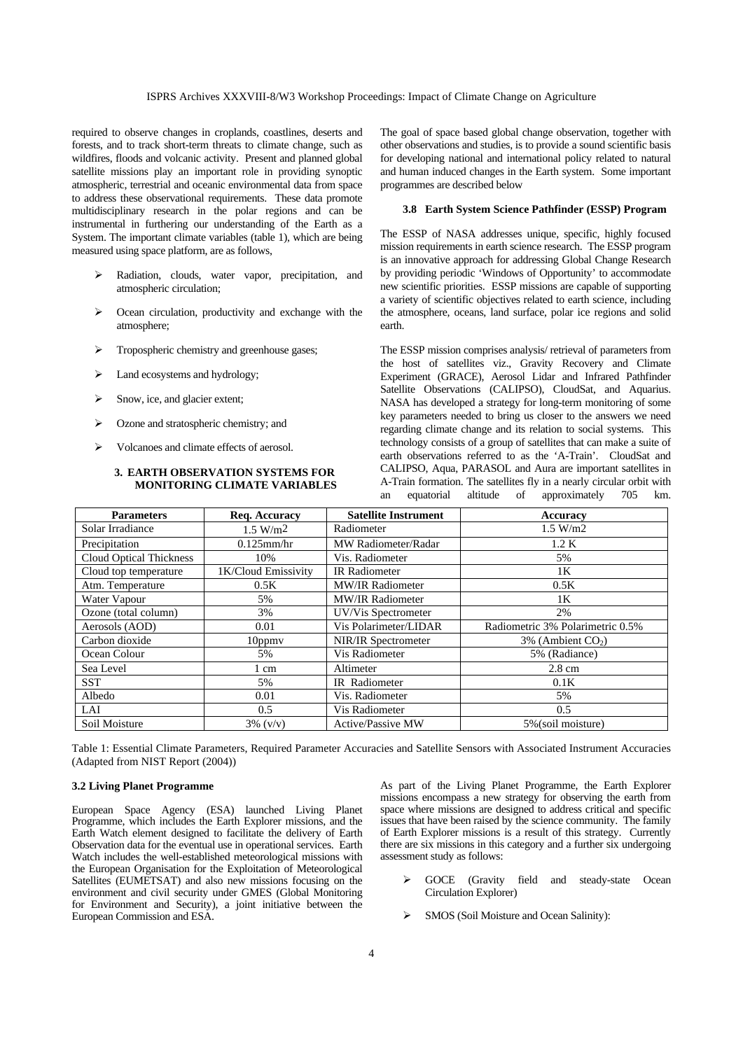required to observe changes in croplands, coastlines, deserts and forests, and to track short-term threats to climate change, such as wildfires, floods and volcanic activity. Present and planned global satellite missions play an important role in providing synoptic atmospheric, terrestrial and oceanic environmental data from space to address these observational requirements. These data promote multidisciplinary research in the polar regions and can be instrumental in furthering our understanding of the Earth as a System. The important climate variables (table 1), which are being measured using space platform, are as follows,

- Radiation, clouds, water vapor, precipitation, and atmospheric circulation;
- Ocean circulation, productivity and exchange with the atmosphere;
- Tropospheric chemistry and greenhouse gases;
- Land ecosystems and hydrology;
- Snow, ice, and glacier extent;
- Ozone and stratospheric chemistry; and
- Volcanoes and climate effects of aerosol.

## 3. EARTH OBSERVATION SYSTEMS FOR MONITORING CLIMATE VARIABLES

The goal of space based global change observation, together with other observations and studies, is to provide a sound scientific basis for developing national and international policy related to natural and human induced changes in the Earth system. Some important programmes are described below

### 3.8 Earth System Science Pathfinder (ESSP) Program

The ESSP of NASA addresses unique, specific, highly focused mission requirements in earth science research. The ESSP program is an innovative approach for addressing Global Change Research by providing periodic 'Windows of Opportunity' to accommodate new scientific priorities. ESSP missions are capable of supporting a variety of scientific objectives related to earth science, including the atmosphere, oceans, land surface, polar ice regions and solid earth.

The ESSP mission comprises analysis/ retrieval of parameters from the host of satellites viz., Gravity Recovery and Climate Experiment (GRACE), Aerosol Lidar and Infrared Pathfinder Satellite Observations (CALIPSO), CloudSat, and Aquarius. NASA has developed a strategy for long-term monitoring of some key parameters needed to bring us closer to the answers we need regarding climate change and its relation to social systems. This technology consists of a group of satellites that can make a suite of earth observations referred to as the 'A-Train'. CloudSat and CALIPSO, Aqua, PARASOL and Aura are important satellites in A-Train formation. The satellites fly in a nearly circular orbit with an equatorial altitude of approximately 705 km.

| Parameters | Req. Accuracy | Satellite Instrument | Accuracy |
|---|---|---|---|
| Solar Irradiance | 1.5 W/m$^2$ | Radiometer | 1.5 W/m2 |
| Precipitation | 0.125mm/hr | MW Radiometer/Radar | 1.2 K |
| Cloud Optical Thickness | 10% | Vis. Radiometer | 5% |
| Cloud top temperature | 1K/Cloud Emissivity | IR Radiometer | 1K |
| Atm. Temperature | 0.5K | MW/IR Radiometer | 0.5K |
| Water Vapour | 5% | MW/IR Radiometer | 1K |
| Ozone (total column) | 3% | UV/Vis Spectrometer | 2% |
| Aerosols (AOD) | 0.01 | Vis Polarimeter/LIDAR | Radiometric 3% Polarimetric 0.5% |
| Carbon dioxide | 10ppmv | NIR/IR Spectrometer | 3% (Ambient $CO_2$) |
| Ocean Colour | 5% | Vis Radiometer | 5% (Radiance) |
| Sea Level | 1 cm | Altimeter | 2.8 cm |
| SST | 5% | IR Radiometer | 0.1K |
| Albedo | 0.01 | Vis. Radiometer | 5% |
| LAI | 0.5 | Vis Radiometer | 0.5 |
| Soil Moisture | 3% (v/v) | Active/Passive MW | 5%(soil moisture) |

Table 1: Essential Climate Parameters, Required Parameter Accuracies and Satellite Sensors with Associated Instrument Accuracies (Adapted from NIST Report (2004))

### 3.2 Living Planet Programme

European Space Agency (ESA) launched Living Planet Programme, which includes the Earth Explorer missions, and the Earth Watch element designed to facilitate the delivery of Earth Observation data for the eventual use in operational services. Earth Watch includes the well-established meteorological missions with the European Organisation for the Exploitation of Meteorological Satellites (EUMETSAT) and also new missions focusing on the environment and civil security under GMES (Global Monitoring for Environment and Security), a joint initiative between the European Commission and ESA.

As part of the Living Planet Programme, the Earth Explorer missions encompass a new strategy for observing the earth from space where missions are designed to address critical and specific issues that have been raised by the science community. The family of Earth Explorer missions is a result of this strategy. Currently there are six missions in this category and a further six undergoing assessment study as follows:

- GOCE (Gravity field and steady-state Ocean Circulation Explorer)
- SMOS (Soil Moisture and Ocean Salinity):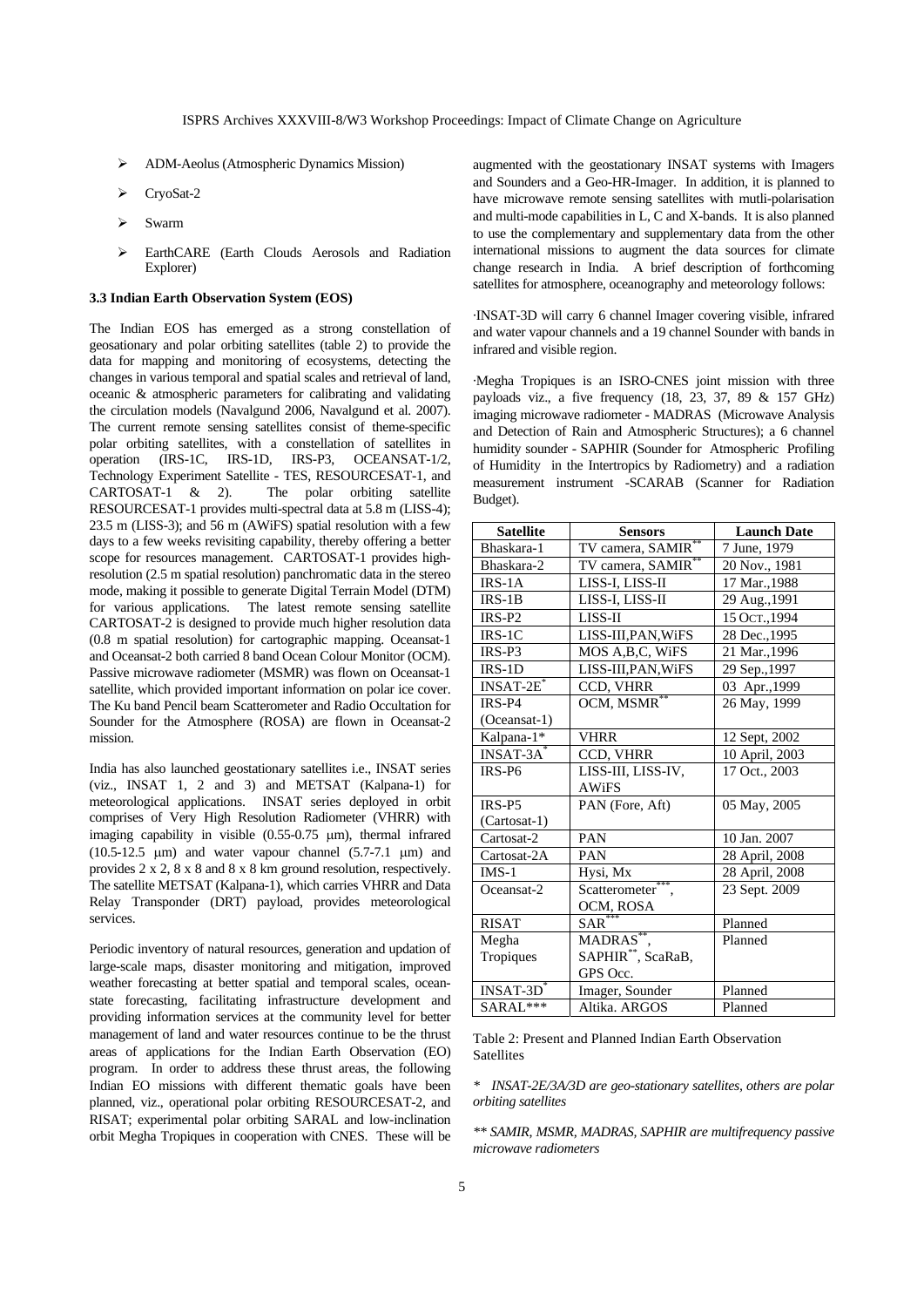- ADM-Aeolus (Atmospheric Dynamics Mission)
- CryoSat-2
- Swarm
- EarthCARE (Earth Clouds Aerosols and Radiation Explorer)

### 3.3 Indian Earth Observation System (EOS)

The Indian EOS has emerged as a strong constellation of geosationary and polar orbiting satellites (table 2) to provide the data for mapping and monitoring of ecosystems, detecting the changes in various temporal and spatial scales and retrieval of land, oceanic & atmospheric parameters for calibrating and validating the circulation models (Navalgund 2006, Navalgund et al. 2007). The current remote sensing satellites consist of theme-specific polar orbiting satellites, with a constellation of satellites in operation (IRS-1C, IRS-1D, IRS-P3, OCEANSAT-1/2, Technology Experiment Satellite - TES, RESOURCESAT-1, and CARTOSAT-1 & 2). The polar orbiting satellite RESOURCESAT-1 provides multi-spectral data at 5.8 m (LISS-4); 23.5 m (LISS-3); and 56 m (AWiFS) spatial resolution with a few days to a few weeks revisiting capability, thereby offering a better scope for resources management. CARTOSAT-1 provides high-resolution (2.5 m spatial resolution) panchromatic data in the stereo mode, making it possible to generate Digital Terrain Model (DTM) for various applications. The latest remote sensing satellite CARTOSAT-2 is designed to provide much higher resolution data (0.8 m spatial resolution) for cartographic mapping. Oceansat-1 and Oceansat-2 both carried 8 band Ocean Colour Monitor (OCM). Passive microwave radiometer (MSMR) was flown on Oceansat-1 satellite, which provided important information on polar ice cover. The Ku band Pencil beam Scatterometer and Radio Occultation for Sounder for the Atmosphere (ROSA) are flown in Oceansat-2 mission.

India has also launched geostationary satellites i.e., INSAT series (viz., INSAT 1, 2 and 3) and METSAT (Kalpana-1) for meteorological applications. INSAT series deployed in orbit comprises of Very High Resolution Radiometer (VHRR) with imaging capability in visible (0.55-0.75 μm), thermal infrared (10.5-12.5 μm) and water vapour channel (5.7-7.1 μm) and provides 2 x 2, 8 x 8 and 8 x 8 km ground resolution, respectively. The satellite METSAT (Kalpana-1), which carries VHRR and Data Relay Transponder (DRT) payload, provides meteorological services.

Periodic inventory of natural resources, generation and updation of large-scale maps, disaster monitoring and mitigation, improved weather forecasting at better spatial and temporal scales, ocean-state forecasting, facilitating infrastructure development and providing information services at the community level for better management of land and water resources continue to be the thrust areas of applications for the Indian Earth Observation (EO) program. In order to address these thrust areas, the following Indian EO missions with different thematic goals have been planned, viz., operational polar orbiting RESOURCESAT-2, and RISAT; experimental polar orbiting SARAL and low-inclination orbit Megha Tropiques in cooperation with CNES. These will be augmented with the geostationary INSAT systems with Imagers and Sounders and a Geo-HR-Imager. In addition, it is planned to have microwave remote sensing satellites with mutli-polarisation and multi-mode capabilities in L, C and X-bands. It is also planned to use the complementary and supplementary data from the other international missions to augment the data sources for climate change research in India. A brief description of forthcoming satellites for atmosphere, oceanography and meteorology follows:

·INSAT-3D will carry 6 channel Imager covering visible, infrared and water vapour channels and a 19 channel Sounder with bands in infrared and visible region.

·Megha Tropiques is an ISRO-CNES joint mission with three payloads viz., a five frequency (18, 23, 37, 89 & 157 GHz) imaging microwave radiometer - MADRAS (Microwave Analysis and Detection of Rain and Atmospheric Structures); a 6 channel humidity sounder - SAPHIR (Sounder for Atmospheric Profiling of Humidity in the Intertropics by Radiometry) and a radiation measurement instrument -SCARAB (Scanner for Radiation Budget).

| Satellite | Sensors | Launch Date |
|---|---|---|
| Bhaskara-1 | TV camera, SAMIR** | 7 June, 1979 |
| Bhaskara-2 | TV camera, SAMIR** | 20 Nov., 1981 |
| IRS-1A | LISS-I, LISS-II | 17 Mar.,1988 |
| IRS-1B | LISS-I, LISS-II | 29 Aug.,1991 |
| IRS-P2 | LISS-II | 15 OCT.,1994 |
| IRS-1C | LISS-III,PAN,WiFS | 28 Dec.,1995 |
| IRS-P3 | MOS A,B,C, WiFS | 21 Mar.,1996 |
| IRS-1D | LISS-III,PAN,WiFS | 29 Sep.,1997 |
| INSAT-2E* | CCD, VHRR | 03 Apr.,1999 |
| IRS-P4 (Oceansat-1) | OCM, MSMR** | 26 May, 1999 |
| Kalpana-1* | VHRR | 12 Sept, 2002 |
| INSAT-3A* | CCD, VHRR | 10 April, 2003 |
| IRS-P6 | LISS-III, LISS-IV, AWiFS | 17 Oct., 2003 |
| IRS-P5 (Cartosat-1) | PAN (Fore, Aft) | 05 May, 2005 |
| Cartosat-2 | PAN | 10 Jan. 2007 |
| Cartosat-2A | PAN | 28 April, 2008 |
| IMS-1 | Hysi, Mx | 28 April, 2008 |
| Oceansat-2 | Scatterometer***, OCM, ROSA | 23 Sept. 2009 |
| RISAT | SAR*** | Planned |
| Megha Tropiques | MADRAS**, SAPHIR**, ScaRaB, GPS Occ. | Planned |
| INSAT-3D* | Imager, Sounder | Planned |
| SARAL*** | Altika. ARGOS | Planned |

Table 2: Present and Planned Indian Earth Observation Satellites

*\* INSAT-2E/3A/3D are geo-stationary satellites, others are polar orbiting satellites*

*\*\* SAMIR, MSMR, MADRAS, SAPHIR are multifrequency passive microwave radiometers*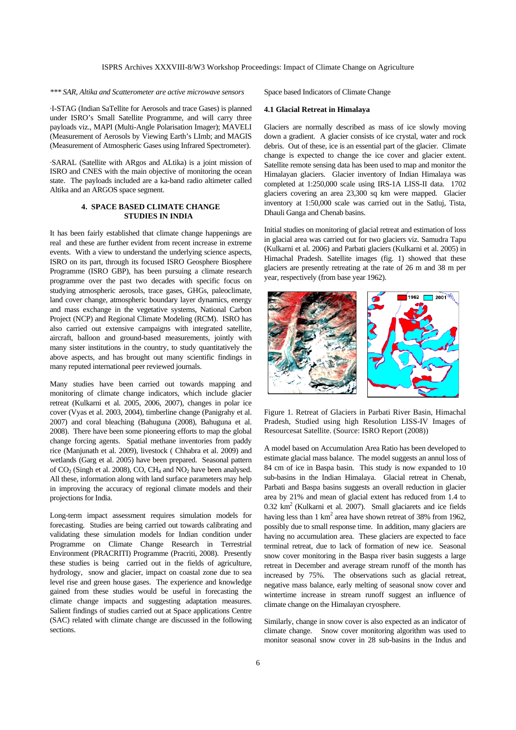*** *SAR, Altika and Scatterometer are active microwave sensors*

·I-STAG (Indian SaTellite for Aerosols and trace Gases) is planned under ISRO's Small Satellite Programme, and will carry three payloads viz., MAPI (Multi-Angle Polarisation Imager); MAVELI (Measurement of Aerosols by Viewing Earth's LImb; and MAGIS (Measurement of Atmospheric Gases using Infrared Spectrometer).

·SARAL (Satellite with ARgos and ALtika) is a joint mission of ISRO and CNES with the main objective of monitoring the ocean state. The payloads included are a ka-band radio altimeter called Altika and an ARGOS space segment.

## 4. SPACE BASED CLIMATE CHANGE STUDIES IN INDIA

It has been fairly established that climate change happenings are real and these are further evident from recent increase in extreme events. With a view to understand the underlying science aspects, ISRO on its part, through its focused ISRO Geosphere Biosphere Programme (ISRO GBP), has been pursuing a climate research programme over the past two decades with specific focus on studying atmospheric aerosols, trace gases, GHGs, paleoclimate, land cover change, atmospheric boundary layer dynamics, energy and mass exchange in the vegetative systems, National Carbon Project (NCP) and Regional Climate Modeling (RCM). ISRO has also carried out extensive campaigns with integrated satellite, aircraft, balloon and ground-based measurements, jointly with many sister institutions in the country, to study quantitatively the above aspects, and has brought out many scientific findings in many reputed international peer reviewed journals.

Many studies have been carried out towards mapping and monitoring of climate change indicators, which include glacier retreat (Kulkarni et al. 2005, 2006, 2007), changes in polar ice cover (Vyas et al. 2003, 2004), timberline change (Panigrahy et al. 2007) and coral bleaching (Bahuguna (2008), Bahuguna et al. 2008). There have been some pioneering efforts to map the global change forcing agents. Spatial methane inventories from paddy rice (Manjunath et al. 2009), livestock ( Chhabra et al. 2009) and wetlands (Garg et al. 2005) have been prepared. Seasonal pattern of $CO_2$ (Singh et al. 2008), CO, $CH_4$ and $NO_2$ have been analysed. All these, information along with land surface parameters may help in improving the accuracy of regional climate models and their projections for India.

Long-term impact assessment requires simulation models for forecasting. Studies are being carried out towards calibrating and validating these simulation models for Indian condition under Programme on Climate Change Research in Terrestrial Environment (PRACRITI) Programme (Pracriti, 2008). Presently these studies is being carried out in the fields of agriculture, hydrology, snow and glacier, impact on coastal zone due to sea level rise and green house gases. The experience and knowledge gained from these studies would be useful in forecasting the climate change impacts and suggesting adaptation measures. Salient findings of studies carried out at Space applications Centre (SAC) related with climate change are discussed in the following sections.

Space based Indicators of Climate Change

### 4.1 Glacial Retreat in Himalaya

Glaciers are normally described as mass of ice slowly moving down a gradient. A glacier consists of ice crystal, water and rock debris. Out of these, ice is an essential part of the glacier. Climate change is expected to change the ice cover and glacier extent. Satellite remote sensing data has been used to map and monitor the Himalayan glaciers. Glacier inventory of Indian Himalaya was completed at 1:250,000 scale using IRS-1A LISS-II data. 1702 glaciers covering an area 23,300 sq km were mapped. Glacier inventory at 1:50,000 scale was carried out in the Satluj, Tista, Dhauli Ganga and Chenab basins.

Initial studies on monitoring of glacial retreat and estimation of loss in glacial area was carried out for two glaciers viz. Samudra Tapu (Kulkarni et al. 2006) and Parbati glaciers (Kulkarni et al. 2005) in Himachal Pradesh. Satellite images (fig. 1) showed that these glaciers are presently retreating at the rate of 26 m and 38 m per year, respectively (from base year 1962).

Figure 1. Retreat of Glaciers in Parbati River Basin, Himachal Pradesh, Studied using high Resolution LISS-IV Images of Resourcesat Satellite. (Source: ISRO Report (2008))

A model based on Accumulation Area Ratio has been developed to estimate glacial mass balance. The model suggests an annul loss of 84 cm of ice in Baspa basin. This study is now expanded to 10 sub-basins in the Indian Himalaya. Glacial retreat in Chenab, Parbati and Baspa basins suggests an overall reduction in glacier area by 21% and mean of glacial extent has reduced from 1.4 to 0.32 $km^2$ (Kulkarni et al. 2007). Small glaciarets and ice fields having less than 1 $km^2$ area have shown retreat of 38% from 1962, possibly due to small response time. In addition, many glaciers are having no accumulation area. These glaciers are expected to face terminal retreat, due to lack of formation of new ice. Seasonal snow cover monitoring in the Baspa river basin suggests a large retreat in December and average stream runoff of the month has increased by 75%. The observations such as glacial retreat, negative mass balance, early melting of seasonal snow cover and wintertime increase in stream runoff suggest an influence of climate change on the Himalayan cryosphere.

Similarly, change in snow cover is also expected as an indicator of climate change. Snow cover monitoring algorithm was used to monitor seasonal snow cover in 28 sub-basins in the Indus and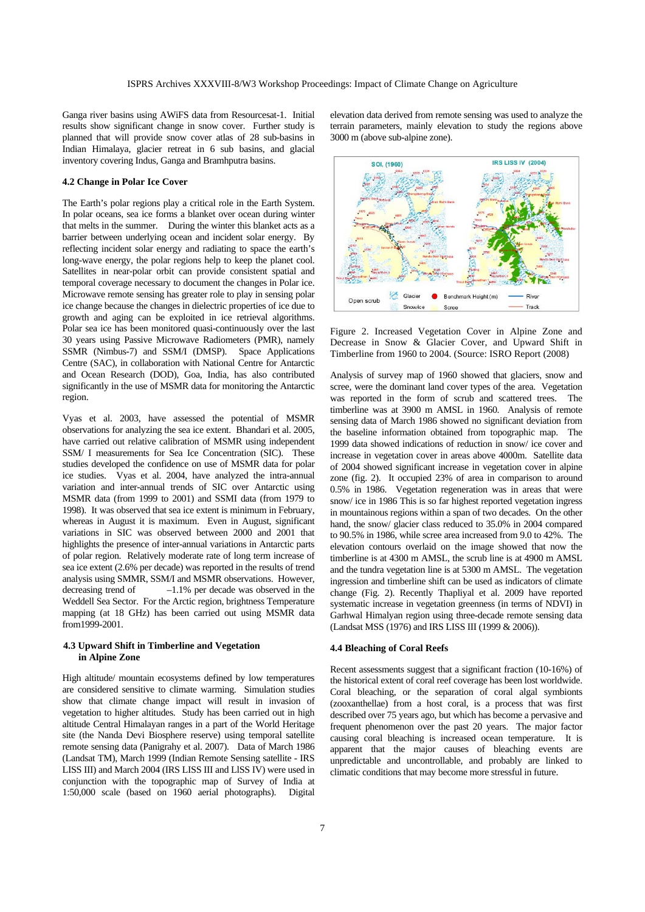Ganga river basins using AWiFS data from Resourcesat-1. Initial results show significant change in snow cover. Further study is planned that will provide snow cover atlas of 28 sub-basins in Indian Himalaya, glacier retreat in 6 sub basins, and glacial inventory covering Indus, Ganga and Bramhputra basins.

### 4.2 Change in Polar Ice Cover

The Earth's polar regions play a critical role in the Earth System. In polar oceans, sea ice forms a blanket over ocean during winter that melts in the summer. During the winter this blanket acts as a barrier between underlying ocean and incident solar energy. By reflecting incident solar energy and radiating to space the earth's long-wave energy, the polar regions help to keep the planet cool. Satellites in near-polar orbit can provide consistent spatial and temporal coverage necessary to document the changes in Polar ice. Microwave remote sensing has greater role to play in sensing polar ice change because the changes in dielectric properties of ice due to growth and aging can be exploited in ice retrieval algorithms. Polar sea ice has been monitored quasi-continuously over the last 30 years using Passive Microwave Radiometers (PMR), namely SSMR (Nimbus-7) and SSM/I (DMSP). Space Applications Centre (SAC), in collaboration with National Centre for Antarctic and Ocean Research (DOD), Goa, India, has also contributed significantly in the use of MSMR data for monitoring the Antarctic region.

Vyas et al. 2003, have assessed the potential of MSMR observations for analyzing the sea ice extent. Bhandari et al. 2005, have carried out relative calibration of MSMR using independent SSM/ I measurements for Sea Ice Concentration (SIC). These studies developed the confidence on use of MSMR data for polar ice studies. Vyas et al. 2004, have analyzed the intra-annual variation and inter-annual trends of SIC over Antarctic using MSMR data (from 1999 to 2001) and SSMI data (from 1979 to 1998). It was observed that sea ice extent is minimum in February, whereas in August it is maximum. Even in August, significant variations in SIC was observed between 2000 and 2001 that highlights the presence of inter-annual variations in Antarctic parts of polar region. Relatively moderate rate of long term increase of sea ice extent (2.6% per decade) was reported in the results of trend analysis using SMMR, SSM/I and MSMR observations. However, decreasing trend of –1.1% per decade was observed in the Weddell Sea Sector. For the Arctic region, brightness Temperature mapping (at 18 GHz) has been carried out using MSMR data from1999-2001.

### 4.3 Upward Shift in Timberline and Vegetation in Alpine Zone

High altitude/ mountain ecosystems defined by low temperatures are considered sensitive to climate warming. Simulation studies show that climate change impact will result in invasion of vegetation to higher altitudes. Study has been carried out in high altitude Central Himalayan ranges in a part of the World Heritage site (the Nanda Devi Biosphere reserve) using temporal satellite remote sensing data (Panigrahy et al. 2007). Data of March 1986 (Landsat TM), March 1999 (Indian Remote Sensing satellite - IRS LISS III) and March 2004 (IRS LISS III and LISS IV) were used in conjunction with the topographic map of Survey of India at 1:50,000 scale (based on 1960 aerial photographs). Digital elevation data derived from remote sensing was used to analyze the terrain parameters, mainly elevation to study the regions above 3000 m (above sub-alpine zone).

Figure 2. Increased Vegetation Cover in Alpine Zone and Decrease in Snow & Glacier Cover, and Upward Shift in Timberline from 1960 to 2004. (Source: ISRO Report (2008)

Analysis of survey map of 1960 showed that glaciers, snow and scree, were the dominant land cover types of the area. Vegetation was reported in the form of scrub and scattered trees. The timberline was at 3900 m AMSL in 1960. Analysis of remote sensing data of March 1986 showed no significant deviation from the baseline information obtained from topographic map. The 1999 data showed indications of reduction in snow/ ice cover and increase in vegetation cover in areas above 4000m. Satellite data of 2004 showed significant increase in vegetation cover in alpine zone (fig. 2). It occupied 23% of area in comparison to around 0.5% in 1986. Vegetation regeneration was in areas that were snow/ ice in 1986 This is so far highest reported vegetation ingress in mountainous regions within a span of two decades. On the other hand, the snow/ glacier class reduced to 35.0% in 2004 compared to 90.5% in 1986, while scree area increased from 9.0 to 42%. The elevation contours overlaid on the image showed that now the timberline is at 4300 m AMSL, the scrub line is at 4900 m AMSL and the tundra vegetation line is at 5300 m AMSL. The vegetation ingression and timberline shift can be used as indicators of climate change (Fig. 2). Recently Thapliyal et al. 2009 have reported systematic increase in vegetation greenness (in terms of NDVI) in Garhwal Himalyan region using three-decade remote sensing data (Landsat MSS (1976) and IRS LISS III (1999 & 2006)).

### 4.4 Bleaching of Coral Reefs

Recent assessments suggest that a significant fraction (10-16%) of the historical extent of coral reef coverage has been lost worldwide. Coral bleaching, or the separation of coral algal symbionts (zooxanthellae) from a host coral, is a process that was first described over 75 years ago, but which has become a pervasive and frequent phenomenon over the past 20 years. The major factor causing coral bleaching is increased ocean temperature. It is apparent that the major causes of bleaching events are unpredictable and uncontrollable, and probably are linked to climatic conditions that may become more stressful in future.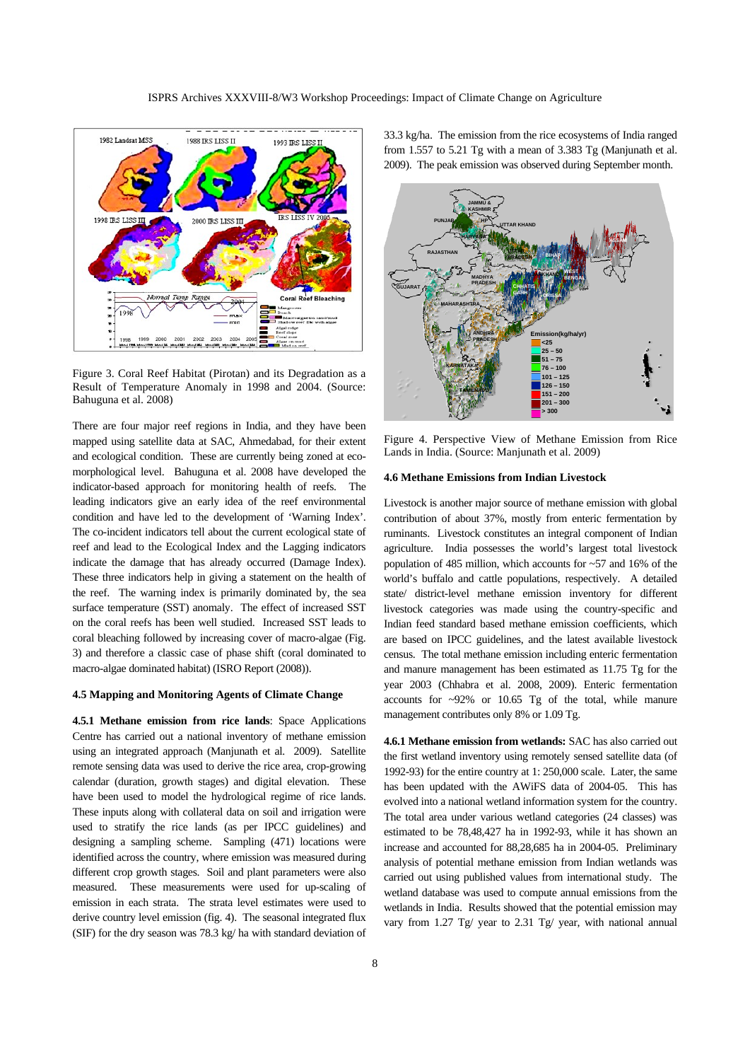Figure 3. Coral Reef Habitat (Pirotan) and its Degradation as a Result of Temperature Anomaly in 1998 and 2004. (Source: Bahuguna et al. 2008)

There are four major reef regions in India, and they have been mapped using satellite data at SAC, Ahmedabad, for their extent and ecological condition. These are currently being zoned at eco-morphological level. Bahuguna et al. 2008 have developed the indicator-based approach for monitoring health of reefs. The leading indicators give an early idea of the reef environmental condition and have led to the development of 'Warning Index'. The co-incident indicators tell about the current ecological state of reef and lead to the Ecological Index and the Lagging indicators indicate the damage that has already occurred (Damage Index). These three indicators help in giving a statement on the health of the reef. The warning index is primarily dominated by, the sea surface temperature (SST) anomaly. The effect of increased SST on the coral reefs has been well studied. Increased SST leads to coral bleaching followed by increasing cover of macro-algae (Fig. 3) and therefore a classic case of phase shift (coral dominated to macro-algae dominated habitat) (ISRO Report (2008)).

#### 4.5 Mapping and Monitoring Agents of Climate Change

**4.5.1 Methane emission from rice lands**: Space Applications Centre has carried out a national inventory of methane emission using an integrated approach (Manjunath et al. 2009). Satellite remote sensing data was used to derive the rice area, crop-growing calendar (duration, growth stages) and digital elevation. These have been used to model the hydrological regime of rice lands. These inputs along with collateral data on soil and irrigation were used to stratify the rice lands (as per IPCC guidelines) and designing a sampling scheme. Sampling (471) locations were identified across the country, where emission was measured during different crop growth stages. Soil and plant parameters were also measured. These measurements were used for up-scaling of emission in each strata. The strata level estimates were used to derive country level emission (fig. 4). The seasonal integrated flux (SIF) for the dry season was 78.3 kg/ ha with standard deviation of 33.3 kg/ha. The emission from the rice ecosystems of India ranged from 1.557 to 5.21 Tg with a mean of 3.383 Tg (Manjunath et al. 2009). The peak emission was observed during September month.

Figure 4. Perspective View of Methane Emission from Rice Lands in India. (Source: Manjunath et al. 2009)

#### 4.6 Methane Emissions from Indian Livestock

Livestock is another major source of methane emission with global contribution of about 37%, mostly from enteric fermentation by ruminants. Livestock constitutes an integral component of Indian agriculture. India possesses the world's largest total livestock population of 485 million, which accounts for ~57 and 16% of the world's buffalo and cattle populations, respectively. A detailed state/ district-level methane emission inventory for different livestock categories was made using the country-specific and Indian feed standard based methane emission coefficients, which are based on IPCC guidelines, and the latest available livestock census. The total methane emission including enteric fermentation and manure management has been estimated as 11.75 Tg for the year 2003 (Chhabra et al. 2008, 2009). Enteric fermentation accounts for ~92% or 10.65 Tg of the total, while manure management contributes only 8% or 1.09 Tg.

**4.6.1 Methane emission from wetlands:** SAC has also carried out the first wetland inventory using remotely sensed satellite data (of 1992-93) for the entire country at 1: 250,000 scale. Later, the same has been updated with the AWiFS data of 2004-05. This has evolved into a national wetland information system for the country. The total area under various wetland categories (24 classes) was estimated to be 78,48,427 ha in 1992-93, while it has shown an increase and accounted for 88,28,685 ha in 2004-05. Preliminary analysis of potential methane emission from Indian wetlands was carried out using published values from international study. The wetland database was used to compute annual emissions from the wetlands in India. Results showed that the potential emission may vary from 1.27 Tg/ year to 2.31 Tg/ year, with national annual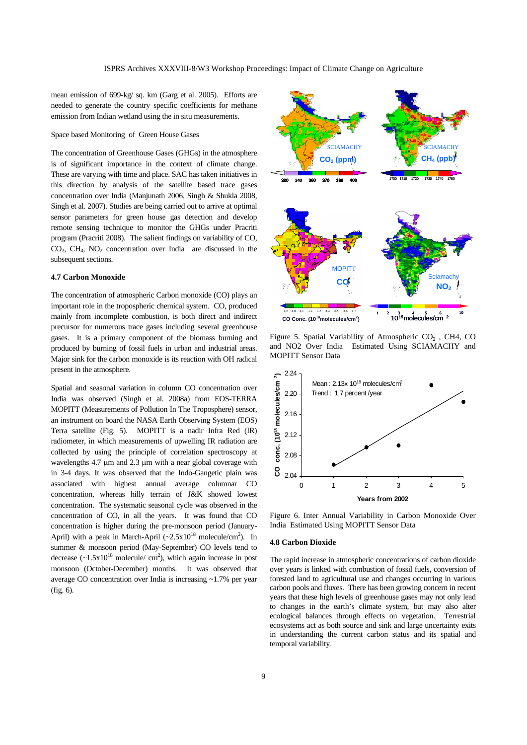mean emission of 699-kg/ sq. km (Garg et al. 2005). Efforts are needed to generate the country specific coefficients for methane emission from Indian wetland using the in situ measurements.

Space based Monitoring of Green House Gases

The concentration of Greenhouse Gases (GHGs) in the atmosphere is of significant importance in the context of climate change. These are varying with time and place. SAC has taken initiatives in this direction by analysis of the satellite based trace gases concentration over India (Manjunath 2006, Singh & Shukla 2008, Singh et al. 2007). Studies are being carried out to arrive at optimal sensor parameters for green house gas detection and develop remote sensing technique to monitor the GHGs under Pracriti program (Pracriti 2008). The salient findings on variability of CO, $CO_2$, $CH_4$, $NO_2$ concentration over India are discussed in the subsequent sections.

### 4.7 Carbon Monoxide

The concentration of atmospheric Carbon monoxide (CO) plays an important role in the tropospheric chemical system. CO, produced mainly from incomplete combustion, is both direct and indirect precursor for numerous trace gases including several greenhouse gases. It is a primary component of the biomass burning and produced by burning of fossil fuels in urban and industrial areas. Major sink for the carbon monoxide is its reaction with OH radical present in the atmosphere.

Spatial and seasonal variation in column CO concentration over India was observed (Singh et al. 2008a) from EOS-TERRA MOPITT (Measurements of Pollution In The Troposphere) sensor, an instrument on board the NASA Earth Observing System (EOS) Terra satellite (Fig. 5). MOPITT is a nadir Infra Red (IR) radiometer, in which measurements of upwelling IR radiation are collected by using the principle of correlation spectroscopy at wavelengths 4.7 µm and 2.3 µm with a near global coverage with in 3-4 days. It was observed that the Indo-Gangetic plain was associated with highest annual average columnar CO concentration, whereas hilly terrain of J&K showed lowest concentration. The systematic seasonal cycle was observed in the concentration of CO, in all the years. It was found that CO concentration is higher during the pre-monsoon period (January-April) with a peak in March-April (~$2.5 \times 10^{18}$ molecule/$cm^2$). In summer & monsoon period (May-September) CO levels tend to decrease (~$1.5 \times 10^{18}$ molecule/ $cm^2$), which again increase in post monsoon (October-December) months. It was observed that average CO concentration over India is increasing ~1.7% per year (fig. 6).

Figure 5. Spatial Variability of Atmospheric $CO_2$ , CH4, CO and NO2 Over India Estimated Using SCIAMACHY and MOPITT Sensor Data

Figure 6. Inter Annual Variability in Carbon Monoxide Over India Estimated Using MOPITT Sensor Data

### 4.8 Carbon Dioxide

The rapid increase in atmospheric concentrations of carbon dioxide over years is linked with combustion of fossil fuels, conversion of forested land to agricultural use and changes occurring in various carbon pools and fluxes. There has been growing concern in recent years that these high levels of greenhouse gases may not only lead to changes in the earth's climate system, but may also alter ecological balances through effects on vegetation. Terrestrial ecosystems act as both source and sink and large uncertainty exits in understanding the current carbon status and its spatial and temporal variability.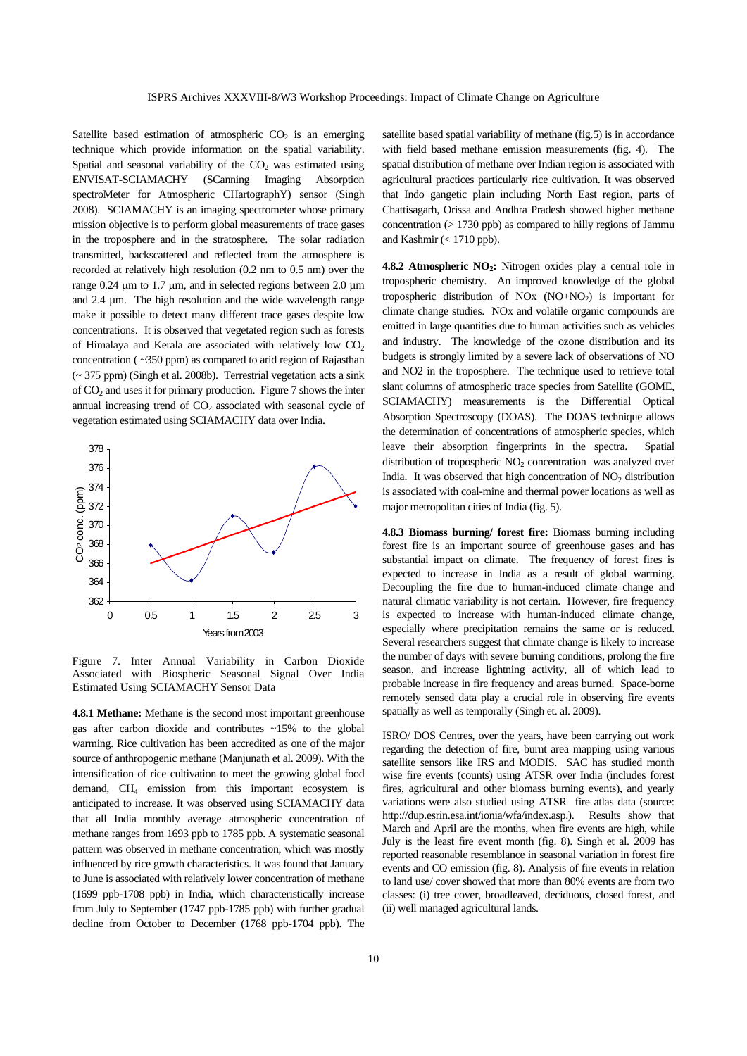Satellite based estimation of atmospheric $CO_2$ is an emerging technique which provide information on the spatial variability. Spatial and seasonal variability of the $CO_2$ was estimated using ENVISAT-SCIAMACHY (SCanning Imaging Absorption spectroMeter for Atmospheric CHartographY) sensor (Singh 2008). SCIAMACHY is an imaging spectrometer whose primary mission objective is to perform global measurements of trace gases in the troposphere and in the stratosphere. The solar radiation transmitted, backscattered and reflected from the atmosphere is recorded at relatively high resolution (0.2 nm to 0.5 nm) over the range 0.24 µm to 1.7 µm, and in selected regions between 2.0 µm and 2.4 µm. The high resolution and the wide wavelength range make it possible to detect many different trace gases despite low concentrations. It is observed that vegetated region such as forests of Himalaya and Kerala are associated with relatively low $CO_2$ concentration ( ~350 ppm) as compared to arid region of Rajasthan (~ 375 ppm) (Singh et al. 2008b). Terrestrial vegetation acts a sink of $CO_2$ and uses it for primary production. Figure 7 shows the inter annual increasing trend of $CO_2$ associated with seasonal cycle of vegetation estimated using SCIAMACHY data over India.

Figure 7. Inter Annual Variability in Carbon Dioxide Associated with Biospheric Seasonal Signal Over India Estimated Using SCIAMACHY Sensor Data

**4.8.1 Methane:** Methane is the second most important greenhouse gas after carbon dioxide and contributes ~15% to the global warming. Rice cultivation has been accredited as one of the major source of anthropogenic methane (Manjunath et al. 2009). With the intensification of rice cultivation to meet the growing global food demand, $CH_4$ emission from this important ecosystem is anticipated to increase. It was observed using SCIAMACHY data that all India monthly average atmospheric concentration of methane ranges from 1693 ppb to 1785 ppb. A systematic seasonal pattern was observed in methane concentration, which was mostly influenced by rice growth characteristics. It was found that January to June is associated with relatively lower concentration of methane (1699 ppb-1708 ppb) in India, which characteristically increase from July to September (1747 ppb-1785 ppb) with further gradual decline from October to December (1768 ppb-1704 ppb). The satellite based spatial variability of methane (fig.5) is in accordance with field based methane emission measurements (fig. 4). The spatial distribution of methane over Indian region is associated with agricultural practices particularly rice cultivation. It was observed that Indo gangetic plain including North East region, parts of Chattisagarh, Orissa and Andhra Pradesh showed higher methane concentration (> 1730 ppb) as compared to hilly regions of Jammu and Kashmir (< 1710 ppb).

**4.8.2 Atmospheric $NO_2$:** Nitrogen oxides play a central role in tropospheric chemistry. An improved knowledge of the global tropospheric distribution of NOx ($NO+NO_2$) is important for climate change studies. NOx and volatile organic compounds are emitted in large quantities due to human activities such as vehicles and industry. The knowledge of the ozone distribution and its budgets is strongly limited by a severe lack of observations of NO and NO2 in the troposphere. The technique used to retrieve total slant columns of atmospheric trace species from Satellite (GOME, SCIAMACHY) measurements is the Differential Optical Absorption Spectroscopy (DOAS). The DOAS technique allows the determination of concentrations of atmospheric species, which leave their absorption fingerprints in the spectra. Spatial distribution of tropospheric $NO_2$ concentration was analyzed over India. It was observed that high concentration of $NO_2$ distribution is associated with coal-mine and thermal power locations as well as major metropolitan cities of India (fig. 5).

**4.8.3 Biomass burning/ forest fire:** Biomass burning including forest fire is an important source of greenhouse gases and has substantial impact on climate. The frequency of forest fires is expected to increase in India as a result of global warming. Decoupling the fire due to human-induced climate change and natural climatic variability is not certain. However, fire frequency is expected to increase with human-induced climate change, especially where precipitation remains the same or is reduced. Several researchers suggest that climate change is likely to increase the number of days with severe burning conditions, prolong the fire season, and increase lightning activity, all of which lead to probable increase in fire frequency and areas burned. Space-borne remotely sensed data play a crucial role in observing fire events spatially as well as temporally (Singh et. al. 2009).

ISRO/ DOS Centres, over the years, have been carrying out work regarding the detection of fire, burnt area mapping using various satellite sensors like IRS and MODIS. SAC has studied month wise fire events (counts) using ATSR over India (includes forest fires, agricultural and other biomass burning events), and yearly variations were also studied using ATSR fire atlas data (source: http://dup.esrin.esa.int/ionia/wfa/index.asp.). Results show that March and April are the months, when fire events are high, while July is the least fire event month (fig. 8). Singh et al. 2009 has reported reasonable resemblance in seasonal variation in forest fire events and CO emission (fig. 8). Analysis of fire events in relation to land use/ cover showed that more than 80% events are from two classes: (i) tree cover, broadleaved, deciduous, closed forest, and (ii) well managed agricultural lands.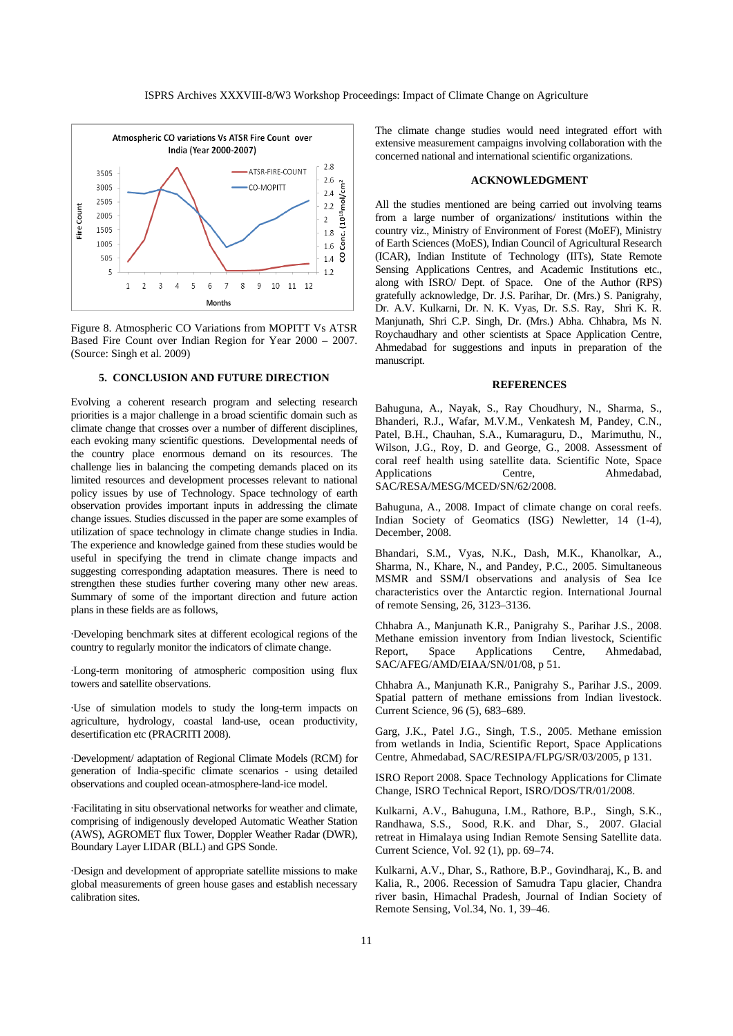Figure 8. Atmospheric CO Variations from MOPITT Vs ATSR Based Fire Count over Indian Region for Year 2000 – 2007. (Source: Singh et al. 2009)

## 5. CONCLUSION AND FUTURE DIRECTION

Evolving a coherent research program and selecting research priorities is a major challenge in a broad scientific domain such as climate change that crosses over a number of different disciplines, each evoking many scientific questions. Developmental needs of the country place enormous demand on its resources. The challenge lies in balancing the competing demands placed on its limited resources and development processes relevant to national policy issues by use of Technology. Space technology of earth observation provides important inputs in addressing the climate change issues. Studies discussed in the paper are some examples of utilization of space technology in climate change studies in India. The experience and knowledge gained from these studies would be useful in specifying the trend in climate change impacts and suggesting corresponding adaptation measures. There is need to strengthen these studies further covering many other new areas. Summary of some of the important direction and future action plans in these fields are as follows,

·Developing benchmark sites at different ecological regions of the country to regularly monitor the indicators of climate change.

·Long-term monitoring of atmospheric composition using flux towers and satellite observations.

·Use of simulation models to study the long-term impacts on agriculture, hydrology, coastal land-use, ocean productivity, desertification etc (PRACRITI 2008).

·Development/ adaptation of Regional Climate Models (RCM) for generation of India-specific climate scenarios - using detailed observations and coupled ocean-atmosphere-land-ice model.

·Facilitating in situ observational networks for weather and climate, comprising of indigenously developed Automatic Weather Station (AWS), AGROMET flux Tower, Doppler Weather Radar (DWR), Boundary Layer LIDAR (BLL) and GPS Sonde.

·Design and development of appropriate satellite missions to make global measurements of green house gases and establish necessary calibration sites.

The climate change studies would need integrated effort with extensive measurement campaigns involving collaboration with the concerned national and international scientific organizations.

## ACKNOWLEDGMENT

All the studies mentioned are being carried out involving teams from a large number of organizations/ institutions within the country viz., Ministry of Environment of Forest (MoEF), Ministry of Earth Sciences (MoES), Indian Council of Agricultural Research (ICAR), Indian Institute of Technology (IITs), State Remote Sensing Applications Centres, and Academic Institutions etc., along with ISRO/ Dept. of Space. One of the Author (RPS) gratefully acknowledge, Dr. J.S. Parihar, Dr. (Mrs.) S. Panigrahy, Dr. A.V. Kulkarni, Dr. N. K. Vyas, Dr. S.S. Ray, Shri K. R. Manjunath, Shri C.P. Singh, Dr. (Mrs.) Abha. Chhabra, Ms N. Roychaudhary and other scientists at Space Application Centre, Ahmedabad for suggestions and inputs in preparation of the manuscript.

## REFERENCES

Bahuguna, A., Nayak, S., Ray Choudhury, N., Sharma, S., Bhanderi, R.J., Wafar, M.V.M., Venkatesh M, Pandey, C.N., Patel, B.H., Chauhan, S.A., Kumaraguru, D., Marimuthu, N., Wilson, J.G., Roy, D. and George, G., 2008. Assessment of coral reef health using satellite data. Scientific Note, Space Applications Centre, Ahmedabad, SAC/RESA/MESG/MCED/SN/62/2008.

Bahuguna, A., 2008. Impact of climate change on coral reefs. Indian Society of Geomatics (ISG) Newletter, 14 (1-4), December, 2008.

Bhandari, S.M., Vyas, N.K., Dash, M.K., Khanolkar, A., Sharma, N., Khare, N., and Pandey, P.C., 2005. Simultaneous MSMR and SSM/I observations and analysis of Sea Ice characteristics over the Antarctic region. International Journal of remote Sensing, 26, 3123–3136.

Chhabra A., Manjunath K.R., Panigrahy S., Parihar J.S., 2008. Methane emission inventory from Indian livestock, Scientific Report, Space Applications Centre, Ahmedabad, SAC/AFEG/AMD/EIAA/SN/01/08, p 51.

Chhabra A., Manjunath K.R., Panigrahy S., Parihar J.S., 2009. Spatial pattern of methane emissions from Indian livestock. Current Science, 96 (5), 683–689.

Garg, J.K., Patel J.G., Singh, T.S., 2005. Methane emission from wetlands in India, Scientific Report, Space Applications Centre, Ahmedabad, SAC/RESIPA/FLPG/SR/03/2005, p 131.

ISRO Report 2008. Space Technology Applications for Climate Change, ISRO Technical Report, ISRO/DOS/TR/01/2008.

Kulkarni, A.V., Bahuguna, I.M., Rathore, B.P., Singh, S.K., Randhawa, S.S., Sood, R.K. and Dhar, S., 2007. Glacial retreat in Himalaya using Indian Remote Sensing Satellite data. Current Science, Vol. 92 (1), pp. 69–74.

Kulkarni, A.V., Dhar, S., Rathore, B.P., Govindharaj, K., B. and Kalia, R., 2006. Recession of Samudra Tapu glacier, Chandra river basin, Himachal Pradesh, Journal of Indian Society of Remote Sensing, Vol.34, No. 1, 39–46.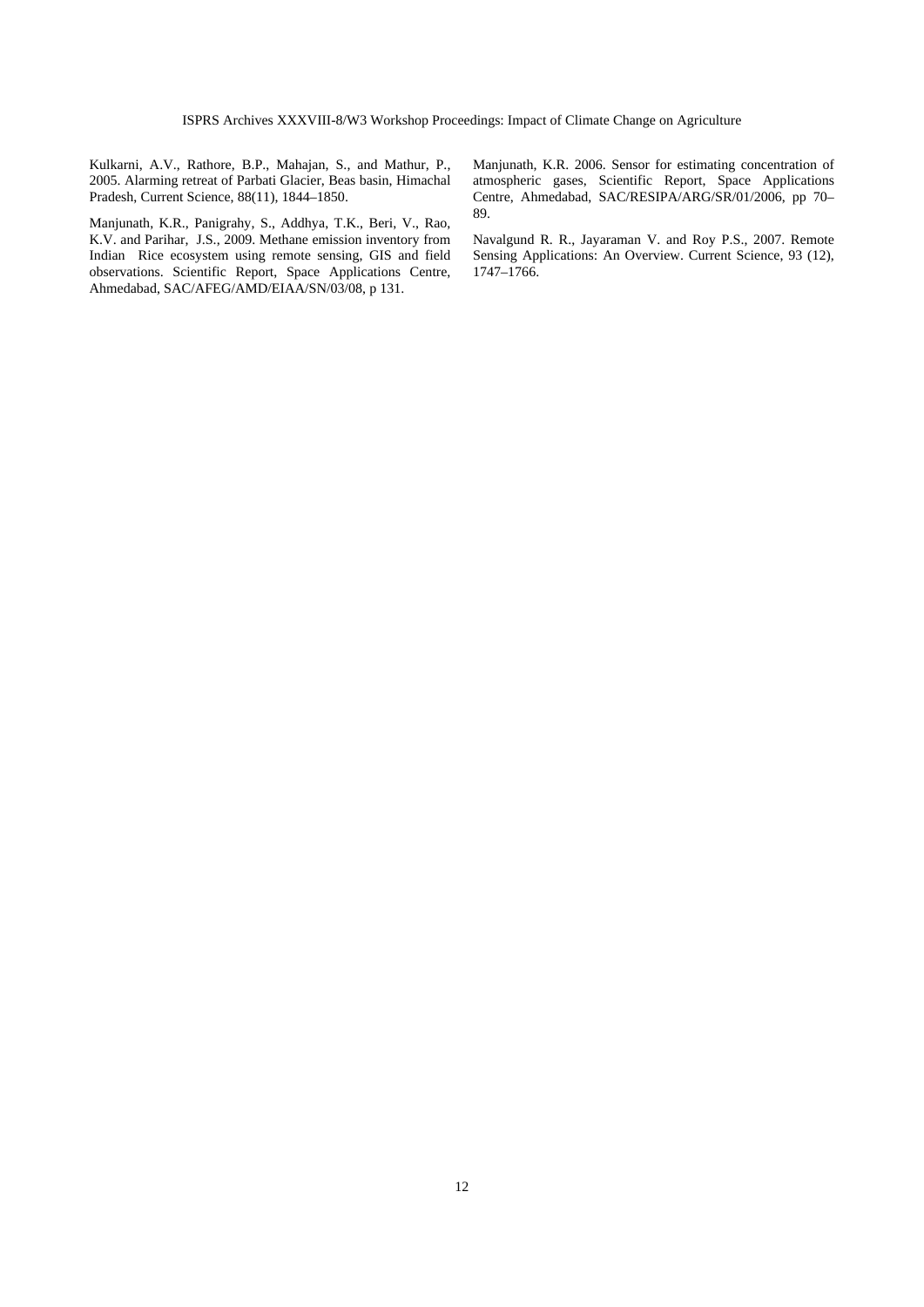Kulkarni, A.V., Rathore, B.P., Mahajan, S., and Mathur, P., 2005. Alarming retreat of Parbati Glacier, Beas basin, Himachal Pradesh, Current Science, 88(11), 1844–1850.

Manjunath, K.R., Panigrahy, S., Addhya, T.K., Beri, V., Rao, K.V. and Parihar, J.S., 2009. Methane emission inventory from Indian Rice ecosystem using remote sensing, GIS and field observations. Scientific Report, Space Applications Centre, Ahmedabad, SAC/AFEG/AMD/EIAA/SN/03/08, p 131.

Manjunath, K.R. 2006. Sensor for estimating concentration of atmospheric gases, Scientific Report, Space Applications Centre, Ahmedabad, SAC/RESIPA/ARG/SR/01/2006, pp 70–89.

Navalgund R. R., Jayaraman V. and Roy P.S., 2007. Remote Sensing Applications: An Overview. Current Science, 93 (12), 1747–1766.